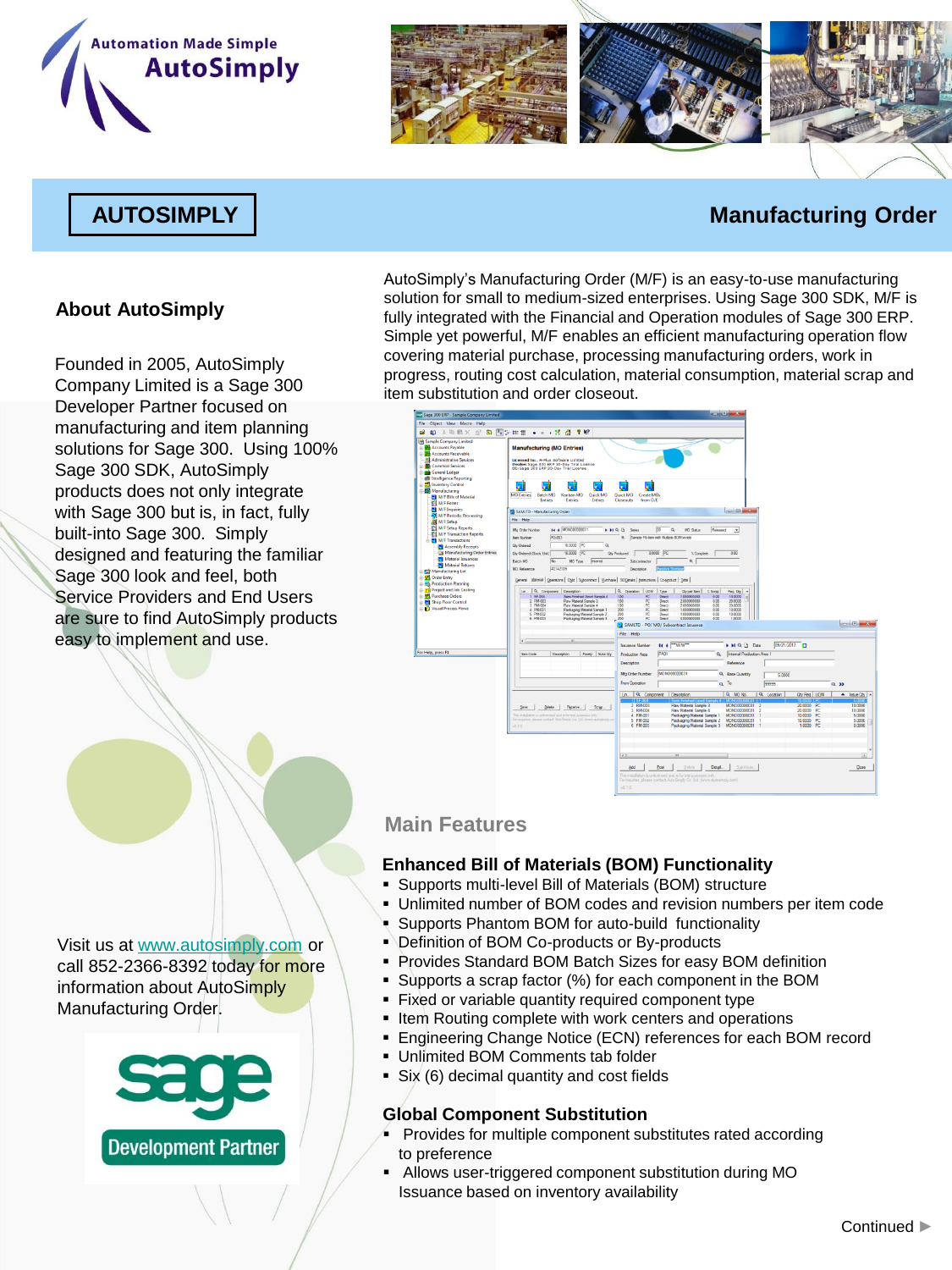Automation Made Simple
AutoSimply

# AUTOSIMPLY

# Manufacturing Order

## About AutoSimply

Founded in 2005, AutoSimply Company Limited is a Sage 300 Developer Partner focused on manufacturing and item planning solutions for Sage 300. Using 100% Sage 300 SDK, AutoSimply products does not only integrate with Sage 300 but is, in fact, fully built-into Sage 300. Simply designed and featuring the familiar Sage 300 look and feel, both Service Providers and End Users are sure to find AutoSimply products easy to implement and use.

Visit us at www.autosimply.com or call 852-2366-8392 today for more information about AutoSimply Manufacturing Order.

sage
Development Partner

AutoSimply's Manufacturing Order (M/F) is an easy-to-use manufacturing solution for small to medium-sized enterprises. Using Sage 300 SDK, M/F is fully integrated with the Financial and Operation modules of Sage 300 ERP. Simple yet powerful, M/F enables an efficient manufacturing operation flow covering material purchase, processing manufacturing orders, work in progress, routing cost calculation, material consumption, material scrap and item substitution and order closeout.

## Main Features

### Enhanced Bill of Materials (BOM) Functionality

- Supports multi-level Bill of Materials (BOM) structure
- Unlimited number of BOM codes and revision numbers per item code
- Supports Phantom BOM for auto-build functionality
- Definition of BOM Co-products or By-products
- Provides Standard BOM Batch Sizes for easy BOM definition
- Supports a scrap factor (%) for each component in the BOM
- Fixed or variable quantity required component type
- Item Routing complete with work centers and operations
- Engineering Change Notice (ECN) references for each BOM record
- Unlimited BOM Comments tab folder
- Six (6) decimal quantity and cost fields

### Global Component Substitution

- Provides for multiple component substitutes rated according to preference
- Allows user-triggered component substitution during MO Issuance based on inventory availability

Continued ▶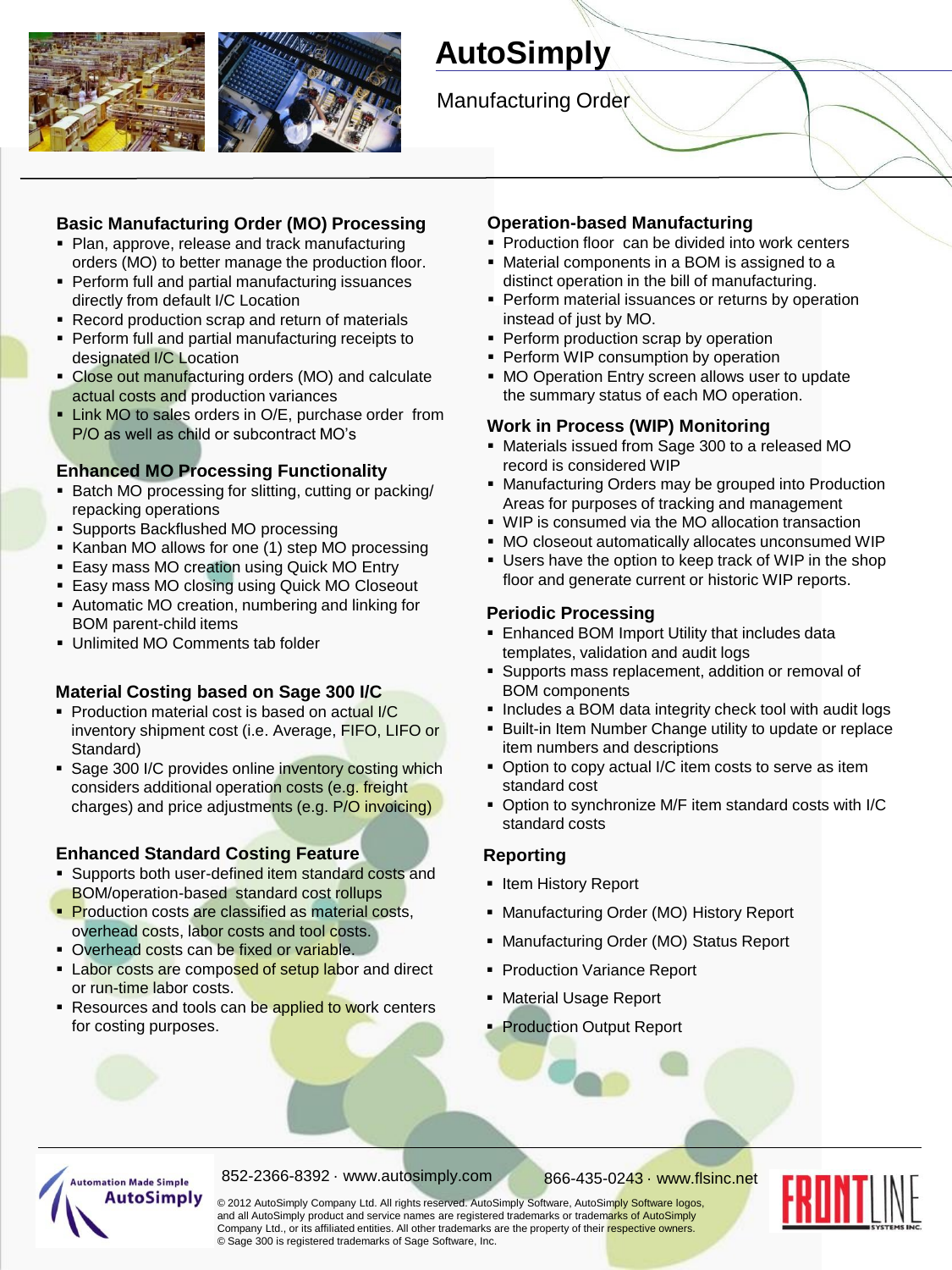# AutoSimply

Manufacturing Order

## Basic Manufacturing Order (MO) Processing

- Plan, approve, release and track manufacturing orders (MO) to better manage the production floor.
- Perform full and partial manufacturing issuances directly from default I/C Location
- Record production scrap and return of materials
- Perform full and partial manufacturing receipts to designated I/C Location
- Close out manufacturing orders (MO) and calculate actual costs and production variances
- Link MO to sales orders in O/E, purchase order from P/O as well as child or subcontract MO's

## Enhanced MO Processing Functionality

- Batch MO processing for slitting, cutting or packing/ repacking operations
- Supports Backflushed MO processing
- Kanban MO allows for one (1) step MO processing
- Easy mass MO creation using Quick MO Entry
- Easy mass MO closing using Quick MO Closeout
- Automatic MO creation, numbering and linking for BOM parent-child items
- Unlimited MO Comments tab folder

## Material Costing based on Sage 300 I/C

- Production material cost is based on actual I/C inventory shipment cost (i.e. Average, FIFO, LIFO or Standard)
- Sage 300 I/C provides online inventory costing which considers additional operation costs (e.g. freight charges) and price adjustments (e.g. P/O invoicing)

## Enhanced Standard Costing Feature

- Supports both user-defined item standard costs and BOM/operation-based standard cost rollups
- Production costs are classified as material costs, overhead costs, labor costs and tool costs.
- Overhead costs can be fixed or variable.
- Labor costs are composed of setup labor and direct or run-time labor costs.
- Resources and tools can be applied to work centers for costing purposes.

## Operation-based Manufacturing

- Production floor can be divided into work centers
- Material components in a BOM is assigned to a distinct operation in the bill of manufacturing.
- Perform material issuances or returns by operation instead of just by MO.
- Perform production scrap by operation
- Perform WIP consumption by operation
- MO Operation Entry screen allows user to update the summary status of each MO operation.

## Work in Process (WIP) Monitoring

- Materials issued from Sage 300 to a released MO record is considered WIP
- Manufacturing Orders may be grouped into Production Areas for purposes of tracking and management
- WIP is consumed via the MO allocation transaction
- MO closeout automatically allocates unconsumed WIP
- Users have the option to keep track of WIP in the shop floor and generate current or historic WIP reports.

## Periodic Processing

- Enhanced BOM Import Utility that includes data templates, validation and audit logs
- Supports mass replacement, addition or removal of BOM components
- Includes a BOM data integrity check tool with audit logs
- Built-in Item Number Change utility to update or replace item numbers and descriptions
- Option to copy actual I/C item costs to serve as item standard cost
- Option to synchronize M/F item standard costs with I/C standard costs

## Reporting

- Item History Report
- Manufacturing Order (MO) History Report
- Manufacturing Order (MO) Status Report
- Production Variance Report
- Material Usage Report
- Production Output Report

---

Automation Made Simple **AutoSimply**

852-2366-8392 · www.autosimply.com

866-435-0243 · www.flsinc.net

© 2012 AutoSimply Company Ltd. All rights reserved. AutoSimply Software, AutoSimply Software logos, and all AutoSimply product and service names are registered trademarks or trademarks of AutoSimply Company Ltd., or its affiliated entities. All other trademarks are the property of their respective owners. © Sage 300 is registered trademarks of Sage Software, Inc.

FRONTLINE SYSTEMS INC.